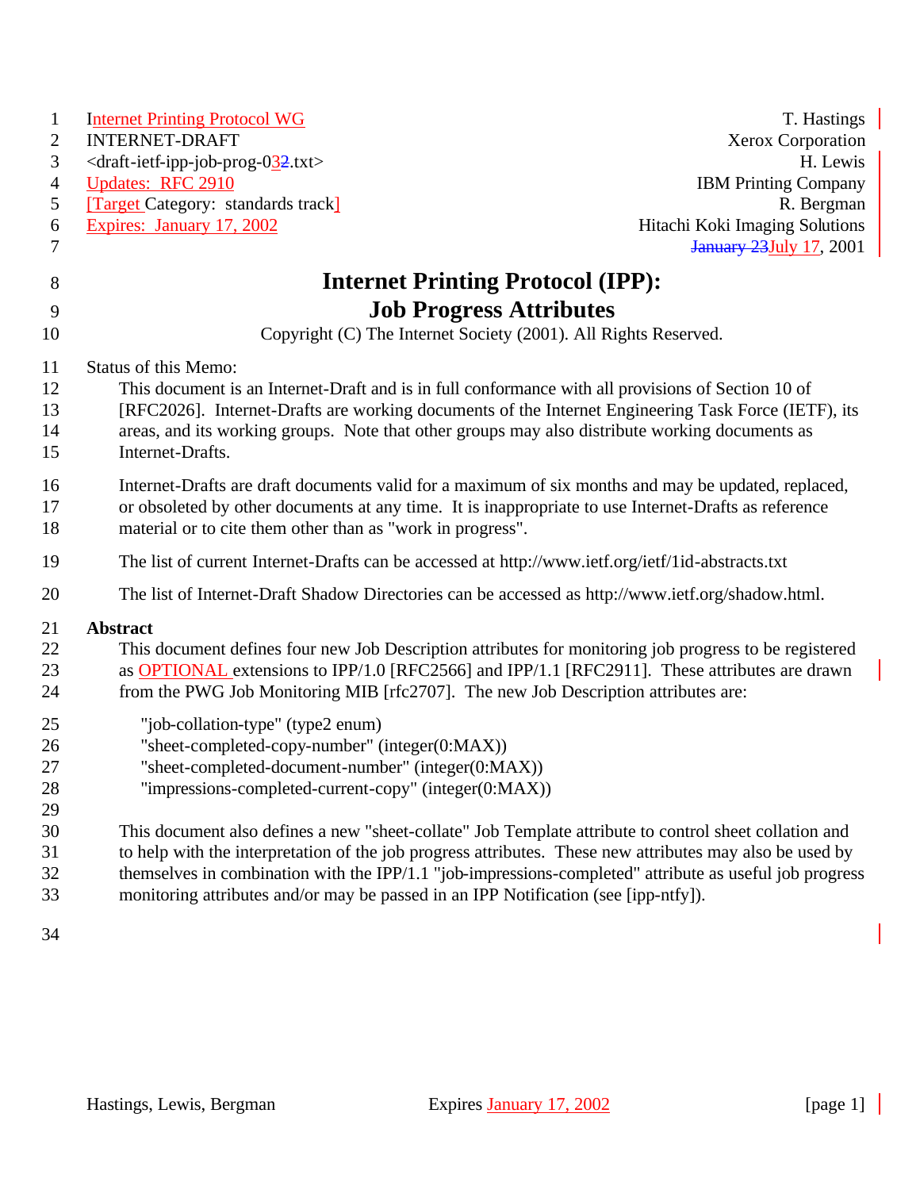Internet Printing Protocol WG — T. Hastings
INTERNET-DRAFT — Xerox Corporation
<draft-ietf-ipp-job-prog-032.txt> — H. Lewis
Updates: RFC 2910 — IBM Printing Company
[Target Category: standards track] — R. Bergman
Expires: January 17, 2002 — Hitachi Koki Imaging Solutions
January 23July 17, 2001

# Internet Printing Protocol (IPP): Job Progress Attributes

Copyright (C) The Internet Society (2001). All Rights Reserved.

Status of this Memo:

This document is an Internet-Draft and is in full conformance with all provisions of Section 10 of [RFC2026]. Internet-Drafts are working documents of the Internet Engineering Task Force (IETF), its areas, and its working groups. Note that other groups may also distribute working documents as Internet-Drafts.

Internet-Drafts are draft documents valid for a maximum of six months and may be updated, replaced, or obsoleted by other documents at any time. It is inappropriate to use Internet-Drafts as reference material or to cite them other than as "work in progress".

The list of current Internet-Drafts can be accessed at http://www.ietf.org/ietf/1id-abstracts.txt

The list of Internet-Draft Shadow Directories can be accessed as http://www.ietf.org/shadow.html.

**Abstract**

This document defines four new Job Description attributes for monitoring job progress to be registered as OPTIONAL extensions to IPP/1.0 [RFC2566] and IPP/1.1 [RFC2911]. These attributes are drawn from the PWG Job Monitoring MIB [rfc2707]. The new Job Description attributes are:

"job-collation-type" (type2 enum)
"sheet-completed-copy-number" (integer(0:MAX))
"sheet-completed-document-number" (integer(0:MAX))
"impressions-completed-current-copy" (integer(0:MAX))

This document also defines a new "sheet-collate" Job Template attribute to control sheet collation and to help with the interpretation of the job progress attributes. These new attributes may also be used by themselves in combination with the IPP/1.1 "job-impressions-completed" attribute as useful job progress monitoring attributes and/or may be passed in an IPP Notification (see [ipp-ntfy]).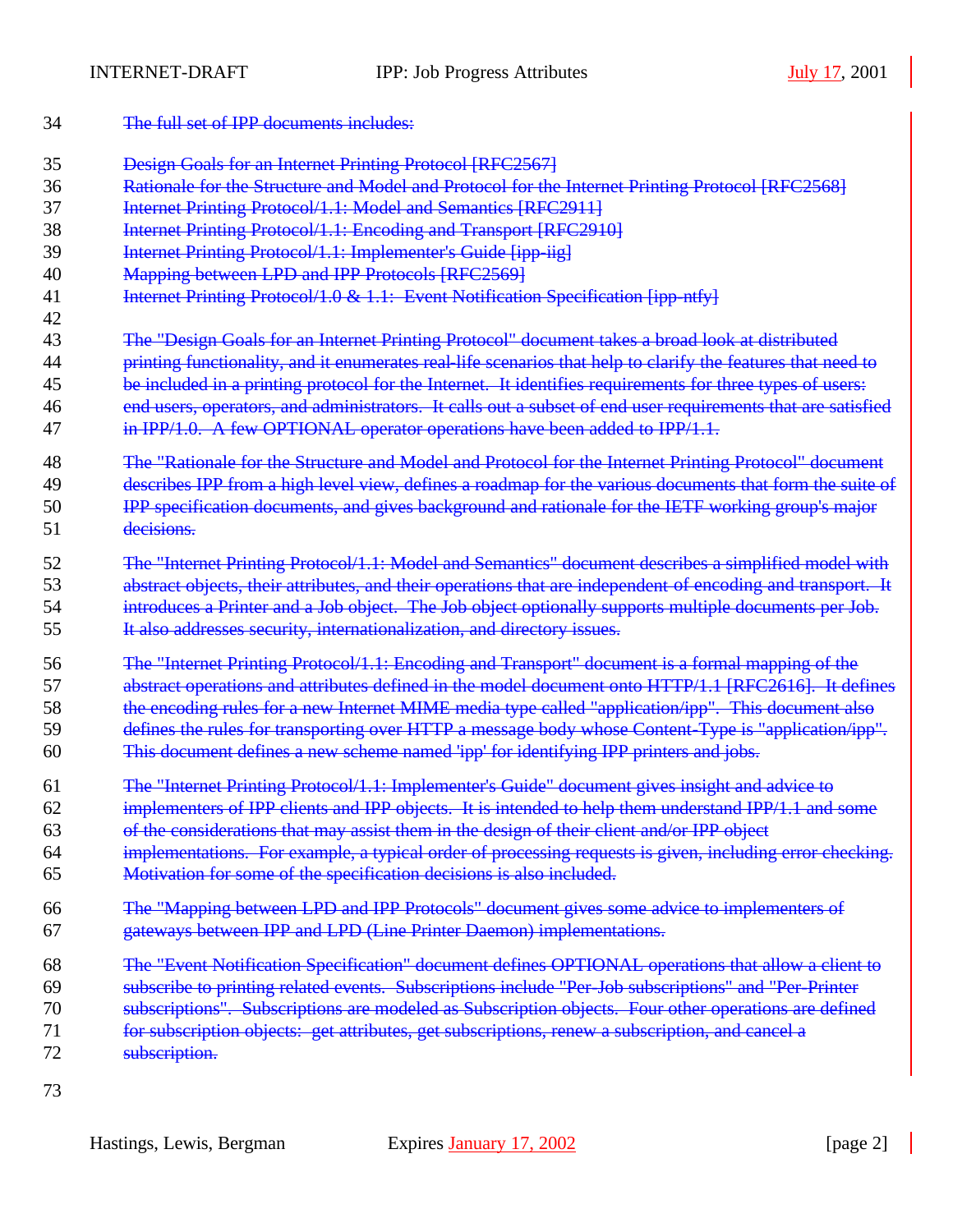~~The full set of IPP documents includes:~~

~~Design Goals for an Internet Printing Protocol [RFC2567]~~
~~Rationale for the Structure and Model and Protocol for the Internet Printing Protocol [RFC2568]~~
~~Internet Printing Protocol/1.1: Model and Semantics [RFC2911]~~
~~Internet Printing Protocol/1.1: Encoding and Transport [RFC2910]~~
~~Internet Printing Protocol/1.1: Implementer's Guide [ipp-iig]~~
~~Mapping between LPD and IPP Protocols [RFC2569]~~
~~Internet Printing Protocol/1.0 & 1.1: Event Notification Specification [ipp-ntfy]~~

~~The "Design Goals for an Internet Printing Protocol" document takes a broad look at distributed printing functionality, and it enumerates real-life scenarios that help to clarify the features that need to be included in a printing protocol for the Internet. It identifies requirements for three types of users: end users, operators, and administrators. It calls out a subset of end user requirements that are satisfied in IPP/1.0. A few OPTIONAL operator operations have been added to IPP/1.1.~~

~~The "Rationale for the Structure and Model and Protocol for the Internet Printing Protocol" document describes IPP from a high level view, defines a roadmap for the various documents that form the suite of IPP specification documents, and gives background and rationale for the IETF working group's major decisions.~~

~~The "Internet Printing Protocol/1.1: Model and Semantics" document describes a simplified model with abstract objects, their attributes, and their operations that are independent of encoding and transport. It introduces a Printer and a Job object. The Job object optionally supports multiple documents per Job. It also addresses security, internationalization, and directory issues.~~

~~The "Internet Printing Protocol/1.1: Encoding and Transport" document is a formal mapping of the abstract operations and attributes defined in the model document onto HTTP/1.1 [RFC2616]. It defines the encoding rules for a new Internet MIME media type called "application/ipp". This document also defines the rules for transporting over HTTP a message body whose Content-Type is "application/ipp". This document defines a new scheme named 'ipp' for identifying IPP printers and jobs.~~

~~The "Internet Printing Protocol/1.1: Implementer's Guide" document gives insight and advice to implementers of IPP clients and IPP objects. It is intended to help them understand IPP/1.1 and some of the considerations that may assist them in the design of their client and/or IPP object implementations. For example, a typical order of processing requests is given, including error checking. Motivation for some of the specification decisions is also included.~~

~~The "Mapping between LPD and IPP Protocols" document gives some advice to implementers of gateways between IPP and LPD (Line Printer Daemon) implementations.~~

~~The "Event Notification Specification" document defines OPTIONAL operations that allow a client to subscribe to printing related events. Subscriptions include "Per-Job subscriptions" and "Per-Printer subscriptions". Subscriptions are modeled as Subscription objects. Four other operations are defined for subscription objects: get attributes, get subscriptions, renew a subscription, and cancel a subscription.~~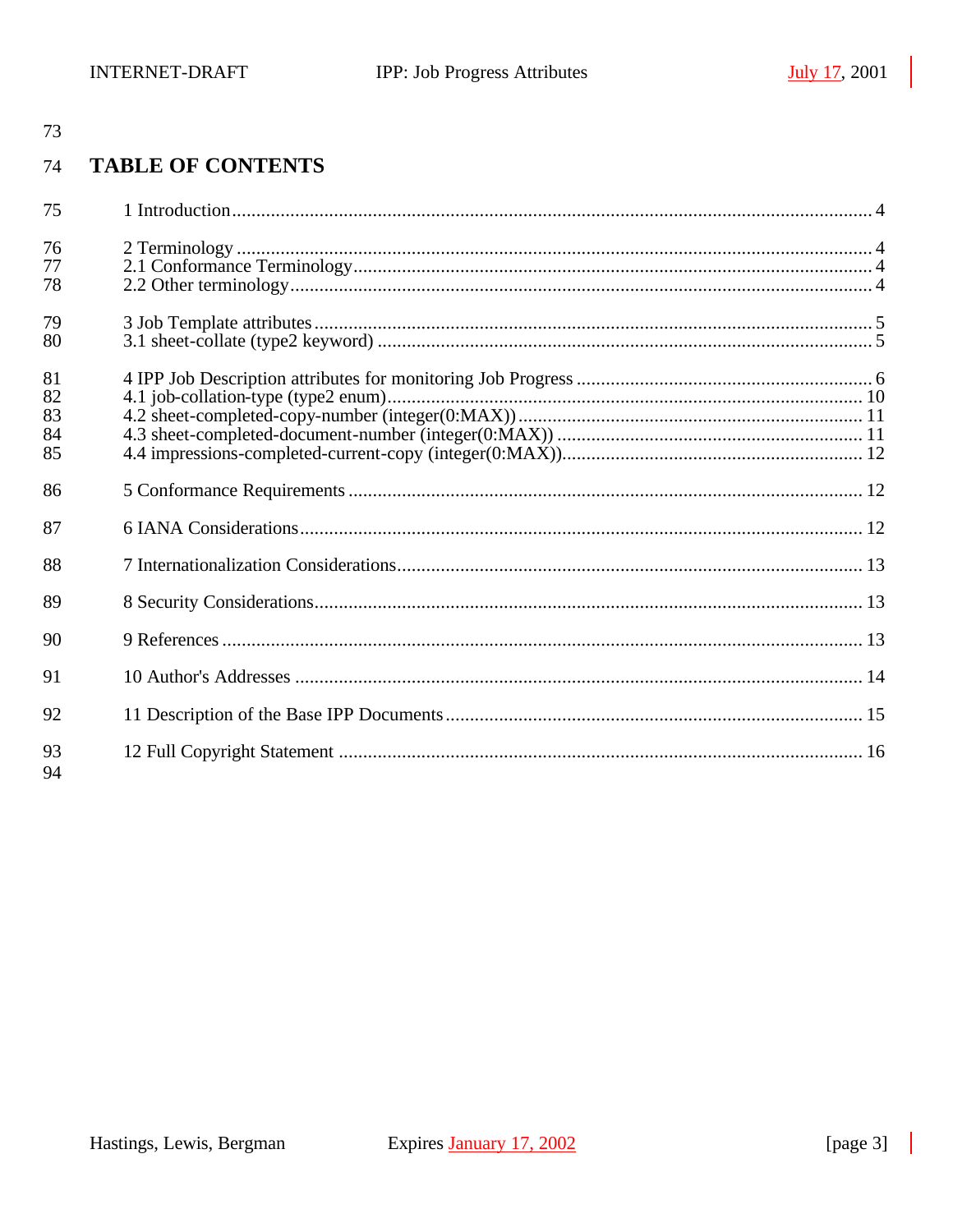# TABLE OF CONTENTS

1 Introduction .......... 4

2 Terminology .......... 4
2.1 Conformance Terminology .......... 4
2.2 Other terminology .......... 4

3 Job Template attributes .......... 5
3.1 sheet-collate (type2 keyword) .......... 5

4 IPP Job Description attributes for monitoring Job Progress .......... 6
4.1 job-collation-type (type2 enum) .......... 10
4.2 sheet-completed-copy-number (integer(0:MAX)) .......... 11
4.3 sheet-completed-document-number (integer(0:MAX)) .......... 11
4.4 impressions-completed-current-copy (integer(0:MAX)) .......... 12

5 Conformance Requirements .......... 12

6 IANA Considerations .......... 12

7 Internationalization Considerations .......... 13

8 Security Considerations .......... 13

9 References .......... 13

10 Author's Addresses .......... 14

11 Description of the Base IPP Documents .......... 15

12 Full Copyright Statement .......... 16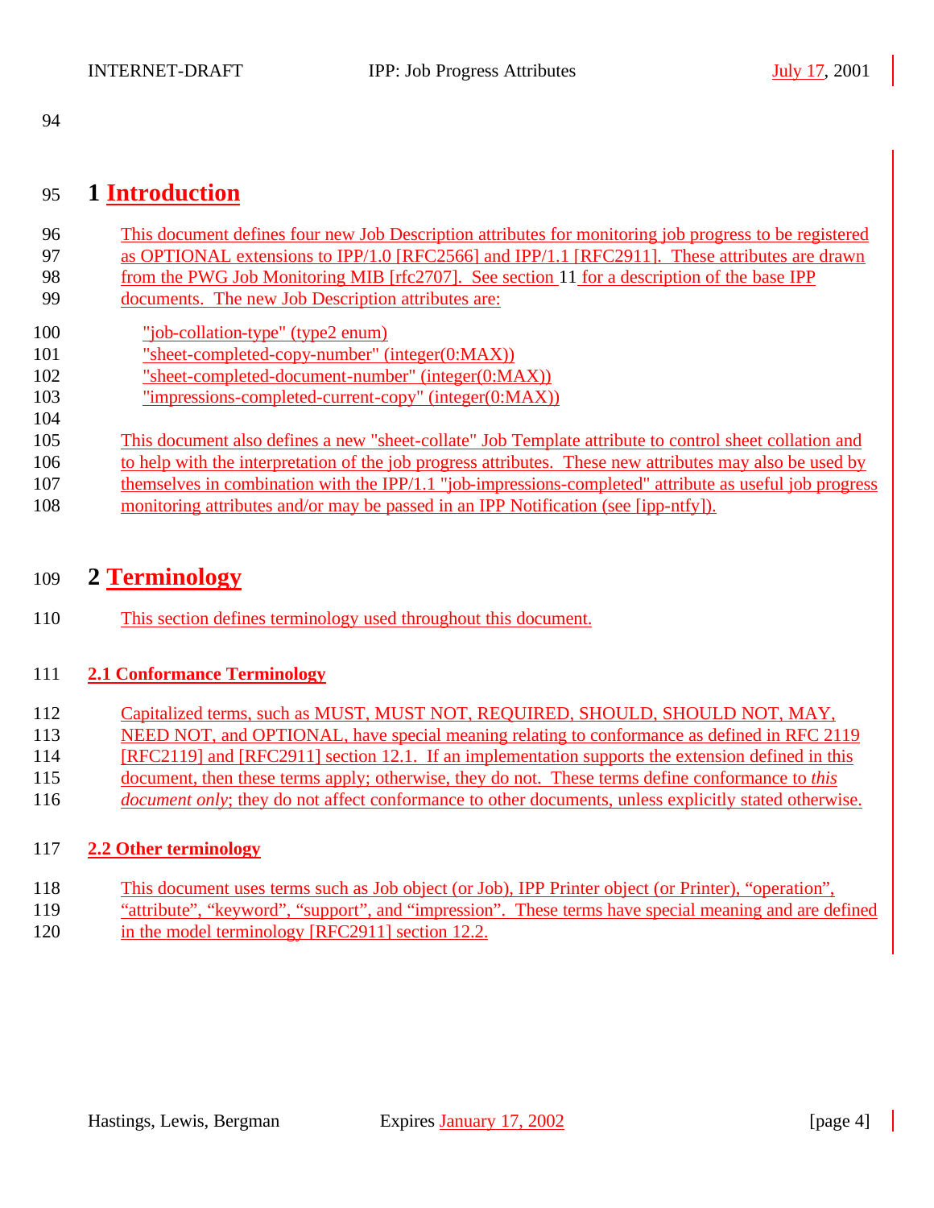# 1 Introduction

This document defines four new Job Description attributes for monitoring job progress to be registered as OPTIONAL extensions to IPP/1.0 [RFC2566] and IPP/1.1 [RFC2911]. These attributes are drawn from the PWG Job Monitoring MIB [rfc2707]. See section 11 for a description of the base IPP documents. The new Job Description attributes are:

- "job-collation-type" (type2 enum)
- "sheet-completed-copy-number" (integer(0:MAX))
- "sheet-completed-document-number" (integer(0:MAX))
- "impressions-completed-current-copy" (integer(0:MAX))

This document also defines a new "sheet-collate" Job Template attribute to control sheet collation and to help with the interpretation of the job progress attributes. These new attributes may also be used by themselves in combination with the IPP/1.1 "job-impressions-completed" attribute as useful job progress monitoring attributes and/or may be passed in an IPP Notification (see [ipp-ntfy]).

# 2 Terminology

This section defines terminology used throughout this document.

## 2.1 Conformance Terminology

Capitalized terms, such as MUST, MUST NOT, REQUIRED, SHOULD, SHOULD NOT, MAY, NEED NOT, and OPTIONAL, have special meaning relating to conformance as defined in RFC 2119 [RFC2119] and [RFC2911] section 12.1. If an implementation supports the extension defined in this document, then these terms apply; otherwise, they do not. These terms define conformance to *this document only*; they do not affect conformance to other documents, unless explicitly stated otherwise.

## 2.2 Other terminology

This document uses terms such as Job object (or Job), IPP Printer object (or Printer), “operation”, “attribute”, “keyword”, “support”, and “impression”. These terms have special meaning and are defined in the model terminology [RFC2911] section 12.2.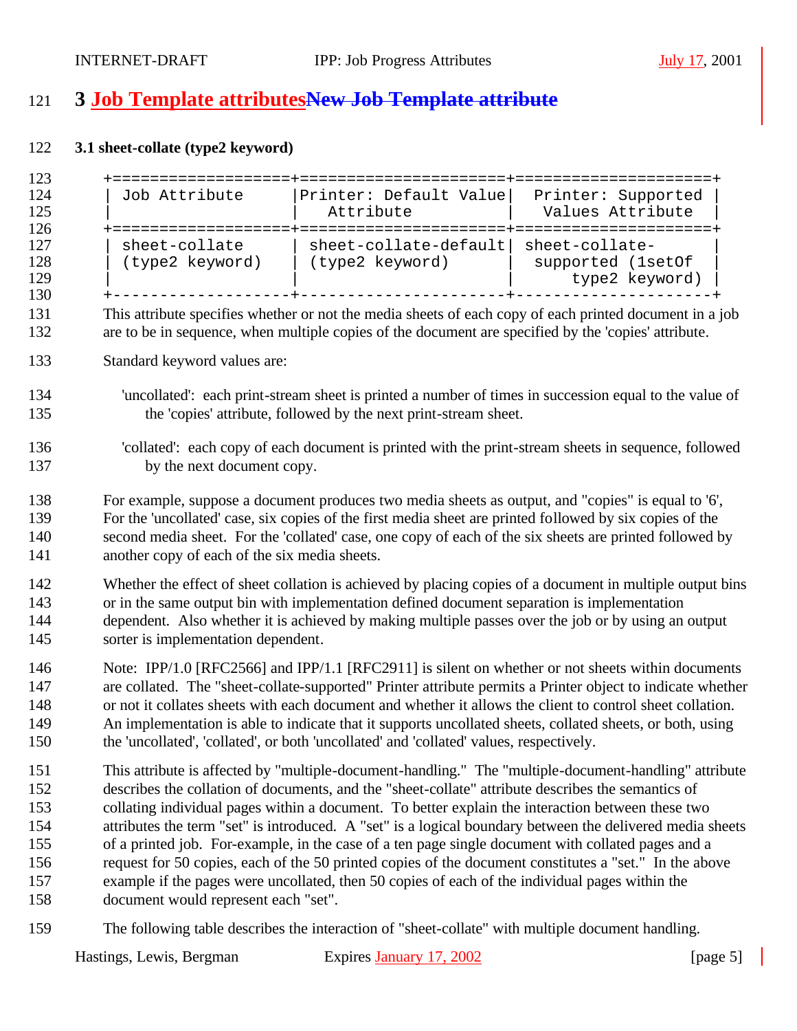# 3 Job Template attributesNew Job Template attribute

### 3.1 sheet-collate (type2 keyword)

| Job Attribute | Printer: Default Value Attribute | Printer: Supported Values Attribute |
|---|---|---|
| sheet-collate (type2 keyword) | sheet-collate-default (type2 keyword) | sheet-collate-supported (1setOf type2 keyword) |

This attribute specifies whether or not the media sheets of each copy of each printed document in a job are to be in sequence, when multiple copies of the document are specified by the 'copies' attribute.

Standard keyword values are:

'uncollated': each print-stream sheet is printed a number of times in succession equal to the value of the 'copies' attribute, followed by the next print-stream sheet.

'collated': each copy of each document is printed with the print-stream sheets in sequence, followed by the next document copy.

For example, suppose a document produces two media sheets as output, and "copies" is equal to '6', For the 'uncollated' case, six copies of the first media sheet are printed followed by six copies of the second media sheet. For the 'collated' case, one copy of each of the six sheets are printed followed by another copy of each of the six media sheets.

Whether the effect of sheet collation is achieved by placing copies of a document in multiple output bins or in the same output bin with implementation defined document separation is implementation dependent. Also whether it is achieved by making multiple passes over the job or by using an output sorter is implementation dependent.

Note: IPP/1.0 [RFC2566] and IPP/1.1 [RFC2911] is silent on whether or not sheets within documents are collated. The "sheet-collate-supported" Printer attribute permits a Printer object to indicate whether or not it collates sheets with each document and whether it allows the client to control sheet collation. An implementation is able to indicate that it supports uncollated sheets, collated sheets, or both, using the 'uncollated', 'collated', or both 'uncollated' and 'collated' values, respectively.

This attribute is affected by "multiple-document-handling." The "multiple-document-handling" attribute describes the collation of documents, and the "sheet-collate" attribute describes the semantics of collating individual pages within a document. To better explain the interaction between these two attributes the term "set" is introduced. A "set" is a logical boundary between the delivered media sheets of a printed job. For-example, in the case of a ten page single document with collated pages and a request for 50 copies, each of the 50 printed copies of the document constitutes a "set." In the above example if the pages were uncollated, then 50 copies of each of the individual pages within the document would represent each "set".

The following table describes the interaction of "sheet-collate" with multiple document handling.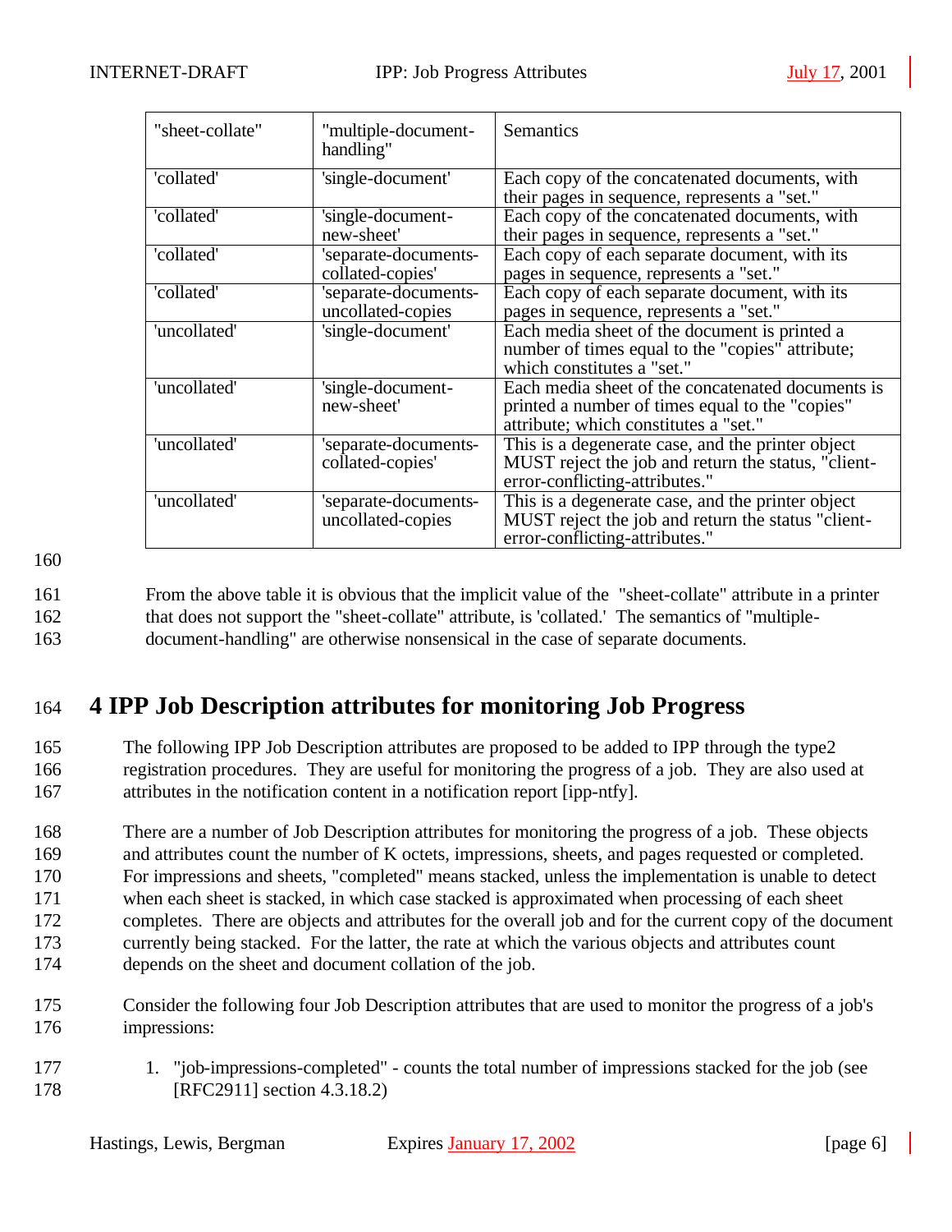| "sheet-collate" | "multiple-document-handling" | Semantics |
|---|---|---|
| 'collated' | 'single-document' | Each copy of the concatenated documents, with their pages in sequence, represents a "set." |
| 'collated' | 'single-document-new-sheet' | Each copy of the concatenated documents, with their pages in sequence, represents a "set." |
| 'collated' | 'separate-documents-collated-copies' | Each copy of each separate document, with its pages in sequence, represents a "set." |
| 'collated' | 'separate-documents-uncollated-copies | Each copy of each separate document, with its pages in sequence, represents a "set." |
| 'uncollated' | 'single-document' | Each media sheet of the document is printed a number of times equal to the "copies" attribute; which constitutes a "set." |
| 'uncollated' | 'single-document-new-sheet' | Each media sheet of the concatenated documents is printed a number of times equal to the "copies" attribute; which constitutes a "set." |
| 'uncollated' | 'separate-documents-collated-copies' | This is a degenerate case, and the printer object MUST reject the job and return the status, "client-error-conflicting-attributes." |
| 'uncollated' | 'separate-documents-uncollated-copies | This is a degenerate case, and the printer object MUST reject the job and return the status "client-error-conflicting-attributes." |

From the above table it is obvious that the implicit value of the "sheet-collate" attribute in a printer that does not support the "sheet-collate" attribute, is 'collated.' The semantics of "multiple-document-handling" are otherwise nonsensical in the case of separate documents.

# 4 IPP Job Description attributes for monitoring Job Progress

The following IPP Job Description attributes are proposed to be added to IPP through the type2 registration procedures. They are useful for monitoring the progress of a job. They are also used at attributes in the notification content in a notification report [ipp-ntfy].

There are a number of Job Description attributes for monitoring the progress of a job. These objects and attributes count the number of K octets, impressions, sheets, and pages requested or completed. For impressions and sheets, "completed" means stacked, unless the implementation is unable to detect when each sheet is stacked, in which case stacked is approximated when processing of each sheet completes. There are objects and attributes for the overall job and for the current copy of the document currently being stacked. For the latter, the rate at which the various objects and attributes count depends on the sheet and document collation of the job.

Consider the following four Job Description attributes that are used to monitor the progress of a job's impressions:

1. "job-impressions-completed" - counts the total number of impressions stacked for the job (see [RFC2911] section 4.3.18.2)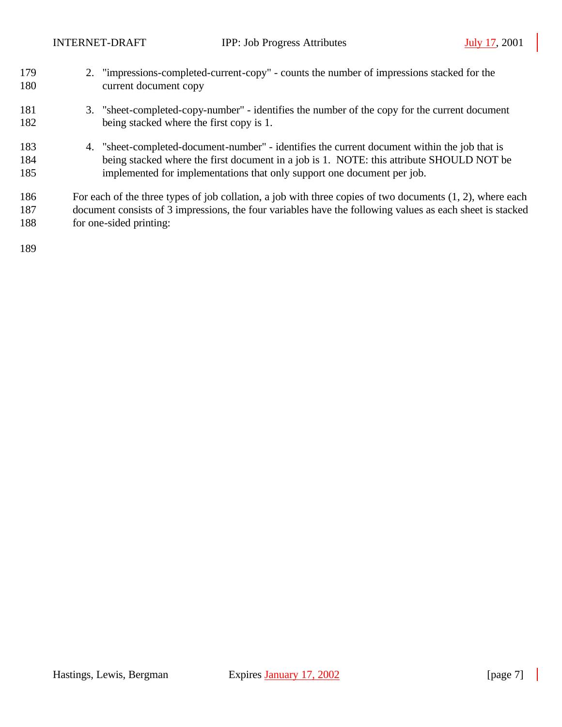2. "impressions-completed-current-copy" - counts the number of impressions stacked for the current document copy

3. "sheet-completed-copy-number" - identifies the number of the copy for the current document being stacked where the first copy is 1.

4. "sheet-completed-document-number" - identifies the current document within the job that is being stacked where the first document in a job is 1. NOTE: this attribute SHOULD NOT be implemented for implementations that only support one document per job.

For each of the three types of job collation, a job with three copies of two documents (1, 2), where each document consists of 3 impressions, the four variables have the following values as each sheet is stacked for one-sided printing: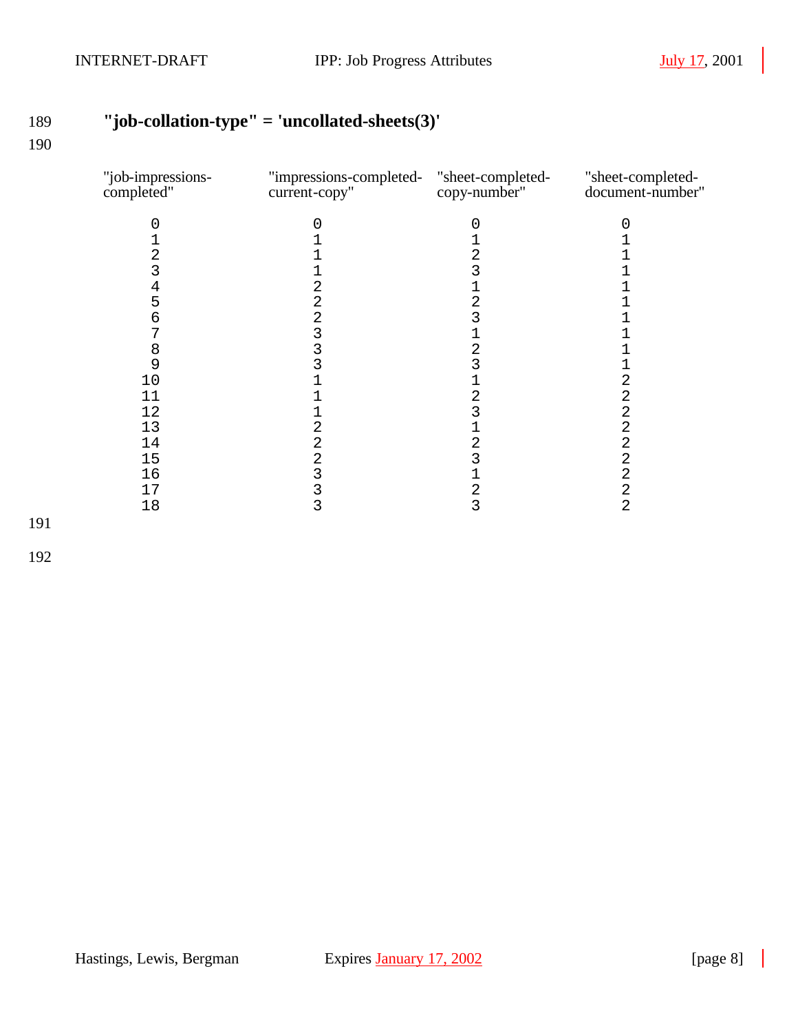### "job-collation-type" = 'uncollated-sheets(3)'

| "job-impressions-completed" | "impressions-completed-current-copy" | "sheet-completed-copy-number" | "sheet-completed-document-number" |
|---|---|---|---|
| 0 | 0 | 0 | 0 |
| 1 | 1 | 1 | 1 |
| 2 | 1 | 2 | 1 |
| 3 | 1 | 3 | 1 |
| 4 | 2 | 1 | 1 |
| 5 | 2 | 2 | 1 |
| 6 | 2 | 3 | 1 |
| 7 | 3 | 1 | 1 |
| 8 | 3 | 2 | 1 |
| 9 | 3 | 3 | 1 |
| 10 | 1 | 1 | 2 |
| 11 | 1 | 2 | 2 |
| 12 | 1 | 3 | 2 |
| 13 | 2 | 1 | 2 |
| 14 | 2 | 2 | 2 |
| 15 | 2 | 3 | 2 |
| 16 | 3 | 1 | 2 |
| 17 | 3 | 2 | 2 |
| 18 | 3 | 3 | 2 |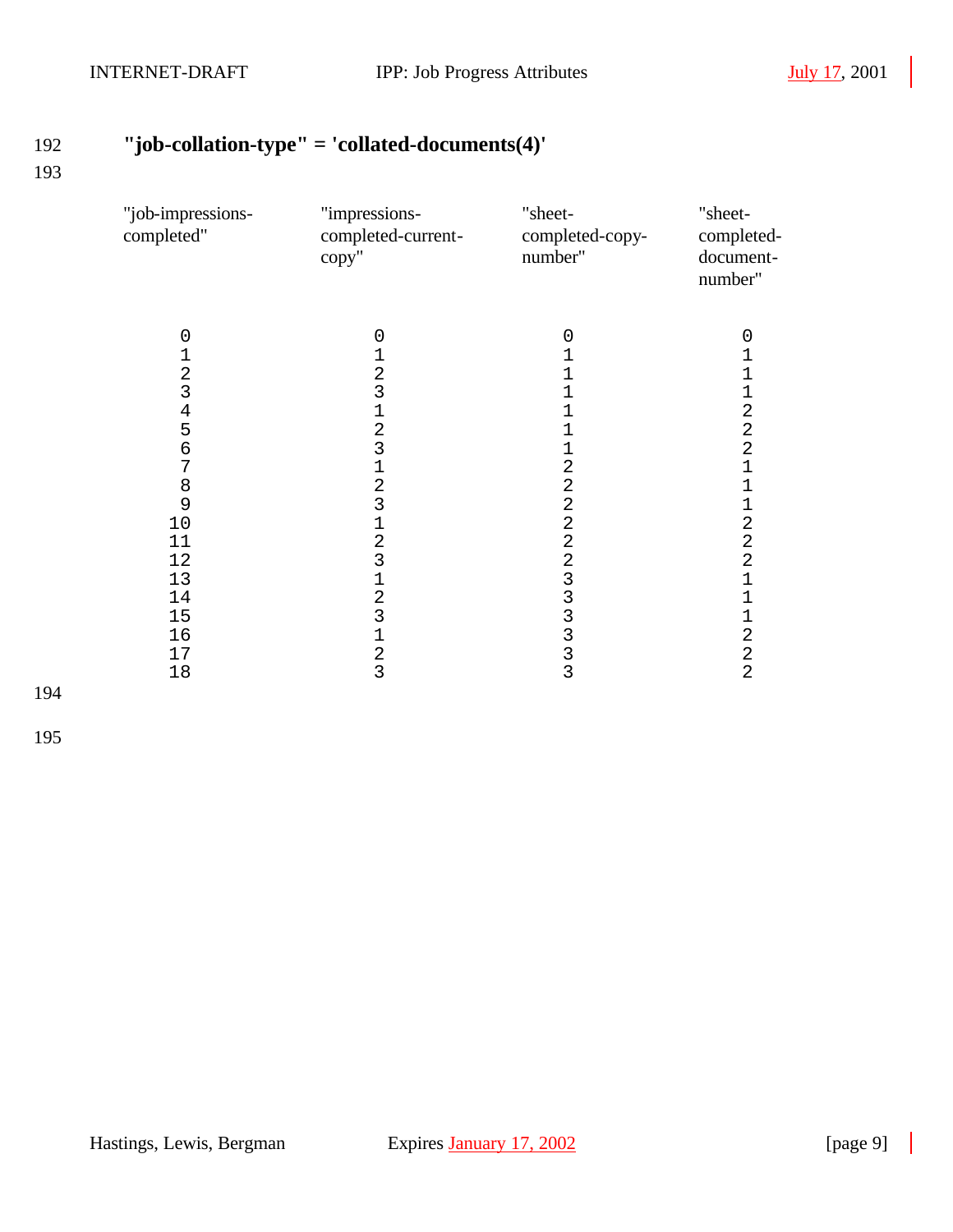**"job-collation-type" = 'collated-documents(4)'**

| "job-impressions-completed" | "impressions-completed-current-copy" | "sheet-completed-copy-number" | "sheet-completed-document-number" |
|---|---|---|---|
| 0 | 0 | 0 | 0 |
| 1 | 1 | 1 | 1 |
| 2 | 2 | 1 | 1 |
| 3 | 3 | 1 | 1 |
| 4 | 1 | 1 | 2 |
| 5 | 2 | 1 | 2 |
| 6 | 3 | 1 | 2 |
| 7 | 1 | 2 | 1 |
| 8 | 2 | 2 | 1 |
| 9 | 3 | 2 | 1 |
| 10 | 1 | 2 | 2 |
| 11 | 2 | 2 | 2 |
| 12 | 3 | 2 | 2 |
| 13 | 1 | 3 | 1 |
| 14 | 2 | 3 | 1 |
| 15 | 3 | 3 | 1 |
| 16 | 1 | 3 | 2 |
| 17 | 2 | 3 | 2 |
| 18 | 3 | 3 | 2 |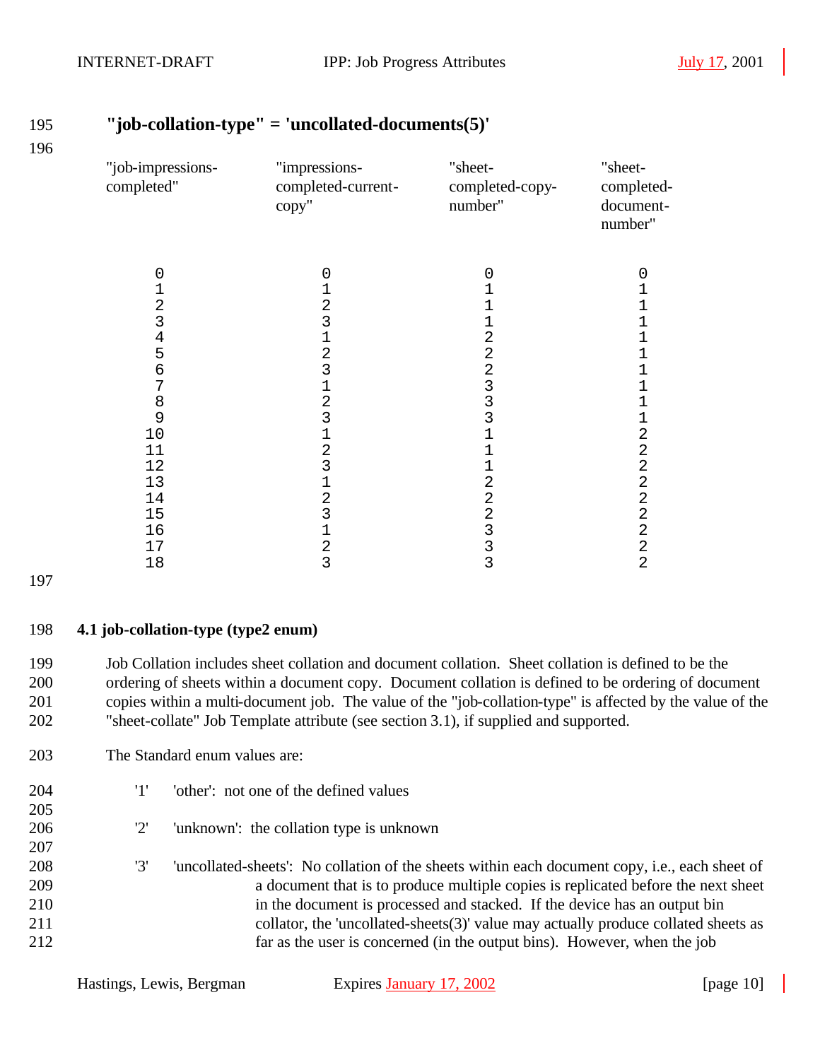**"job-collation-type" = 'uncollated-documents(5)'**

| "job-impressions-completed" | "impressions-completed-current-copy" | "sheet-completed-copy-number" | "sheet-completed-document-number" |
|---|---|---|---|
| 0 | 0 | 0 | 0 |
| 1 | 1 | 1 | 1 |
| 2 | 2 | 1 | 1 |
| 3 | 3 | 1 | 1 |
| 4 | 1 | 2 | 1 |
| 5 | 2 | 2 | 1 |
| 6 | 3 | 2 | 1 |
| 7 | 1 | 3 | 1 |
| 8 | 2 | 3 | 1 |
| 9 | 3 | 3 | 1 |
| 10 | 1 | 1 | 2 |
| 11 | 2 | 1 | 2 |
| 12 | 3 | 1 | 2 |
| 13 | 1 | 2 | 2 |
| 14 | 2 | 2 | 2 |
| 15 | 3 | 2 | 2 |
| 16 | 1 | 3 | 2 |
| 17 | 2 | 3 | 2 |
| 18 | 3 | 3 | 2 |

### 4.1 job-collation-type (type2 enum)

Job Collation includes sheet collation and document collation. Sheet collation is defined to be the ordering of sheets within a document copy. Document collation is defined to be ordering of document copies within a multi-document job. The value of the "job-collation-type" is affected by the value of the "sheet-collate" Job Template attribute (see section 3.1), if supplied and supported.

The Standard enum values are:

- '1' 'other': not one of the defined values

- '2' 'unknown': the collation type is unknown

- '3' 'uncollated-sheets': No collation of the sheets within each document copy, i.e., each sheet of a document that is to produce multiple copies is replicated before the next sheet in the document is processed and stacked. If the device has an output bin collator, the 'uncollated-sheets(3)' value may actually produce collated sheets as far as the user is concerned (in the output bins). However, when the job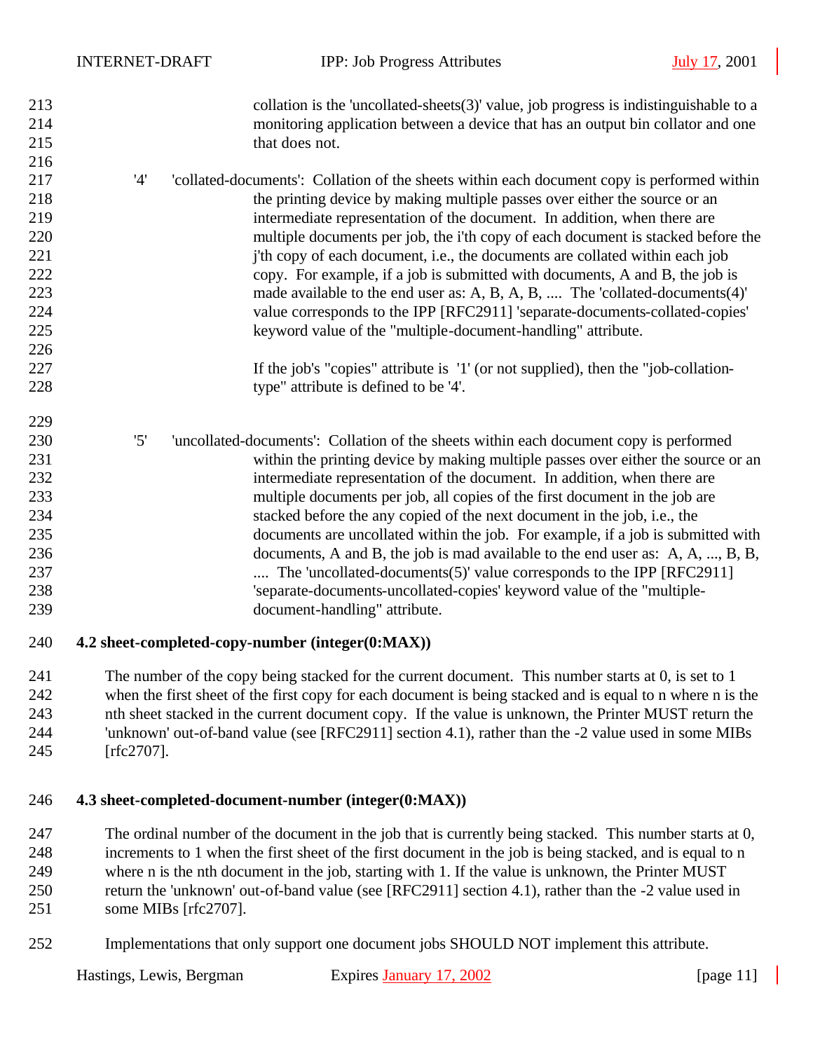collation is the 'uncollated-sheets(3)' value, job progress is indistinguishable to a monitoring application between a device that has an output bin collator and one that does not.

'4' 'collated-documents': Collation of the sheets within each document copy is performed within the printing device by making multiple passes over either the source or an intermediate representation of the document. In addition, when there are multiple documents per job, the i'th copy of each document is stacked before the j'th copy of each document, i.e., the documents are collated within each job copy. For example, if a job is submitted with documents, A and B, the job is made available to the end user as: A, B, A, B, .... The 'collated-documents(4)' value corresponds to the IPP [RFC2911] 'separate-documents-collated-copies' keyword value of the "multiple-document-handling" attribute.

If the job's "copies" attribute is '1' (or not supplied), then the "job-collation-type" attribute is defined to be '4'.

'5' 'uncollated-documents': Collation of the sheets within each document copy is performed within the printing device by making multiple passes over either the source or an intermediate representation of the document. In addition, when there are multiple documents per job, all copies of the first document in the job are stacked before the any copied of the next document in the job, i.e., the documents are uncollated within the job. For example, if a job is submitted with documents, A and B, the job is mad available to the end user as: A, A, ..., B, B, .... The 'uncollated-documents(5)' value corresponds to the IPP [RFC2911] 'separate-documents-uncollated-copies' keyword value of the "multiple-document-handling" attribute.

### 4.2 sheet-completed-copy-number (integer(0:MAX))

The number of the copy being stacked for the current document. This number starts at 0, is set to 1 when the first sheet of the first copy for each document is being stacked and is equal to n where n is the nth sheet stacked in the current document copy. If the value is unknown, the Printer MUST return the 'unknown' out-of-band value (see [RFC2911] section 4.1), rather than the -2 value used in some MIBs [rfc2707].

### 4.3 sheet-completed-document-number (integer(0:MAX))

The ordinal number of the document in the job that is currently being stacked. This number starts at 0, increments to 1 when the first sheet of the first document in the job is being stacked, and is equal to n where n is the nth document in the job, starting with 1. If the value is unknown, the Printer MUST return the 'unknown' out-of-band value (see [RFC2911] section 4.1), rather than the -2 value used in some MIBs [rfc2707].

Implementations that only support one document jobs SHOULD NOT implement this attribute.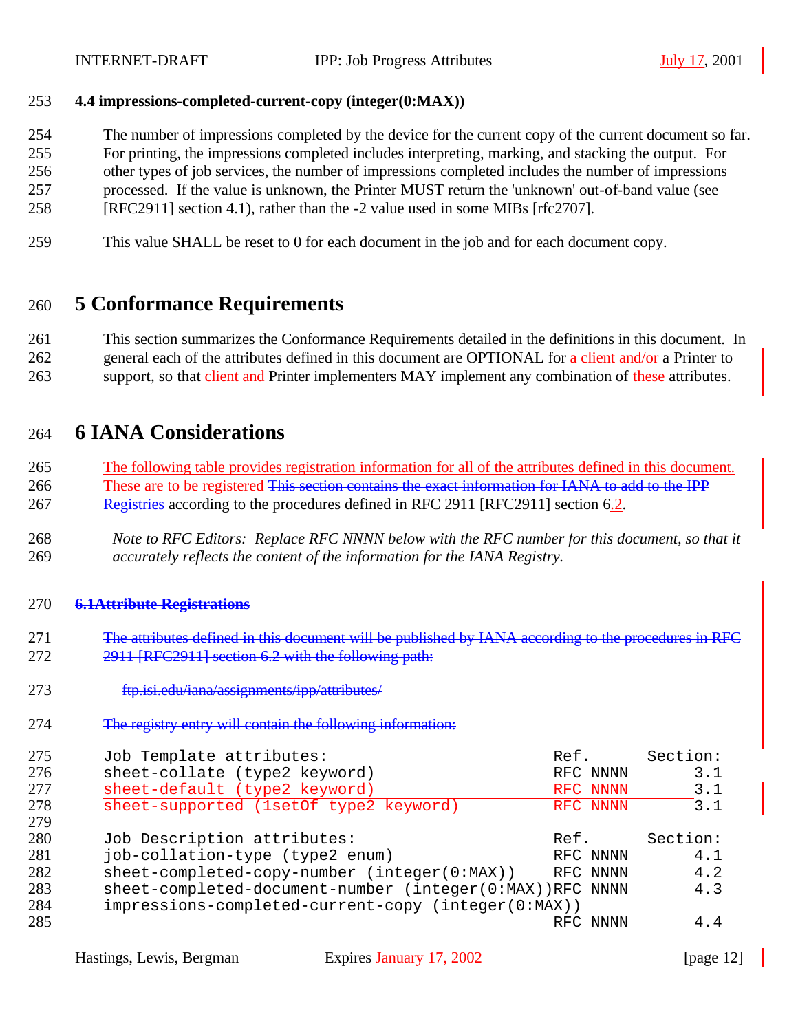### 4.4 impressions-completed-current-copy (integer(0:MAX))

The number of impressions completed by the device for the current copy of the current document so far. For printing, the impressions completed includes interpreting, marking, and stacking the output. For other types of job services, the number of impressions completed includes the number of impressions processed. If the value is unknown, the Printer MUST return the 'unknown' out-of-band value (see [RFC2911] section 4.1), rather than the -2 value used in some MIBs [rfc2707].

This value SHALL be reset to 0 for each document in the job and for each document copy.

# 5 Conformance Requirements

This section summarizes the Conformance Requirements detailed in the definitions in this document. In general each of the attributes defined in this document are OPTIONAL for a client and/or a Printer to support, so that client and Printer implementers MAY implement any combination of these attributes.

# 6 IANA Considerations

The following table provides registration information for all of the attributes defined in this document. These are to be registered ~~This section contains the exact information for IANA to add to the IPP Registries~~ according to the procedures defined in RFC 2911 [RFC2911] section 6.2.

*Note to RFC Editors: Replace RFC NNNN below with the RFC number for this document, so that it accurately reflects the content of the information for the IANA Registry.*

~~**6.1Attribute Registrations**~~

~~The attributes defined in this document will be published by IANA according to the procedures in RFC 2911 [RFC2911] section 6.2 with the following path:~~

~~ftp.isi.edu/iana/assignments/ipp/attributes/~~

~~The registry entry will contain the following information:~~

```
Job Template attributes:                             Ref.      Section:
sheet-collate (type2 keyword)                        RFC NNNN       3.1
sheet-default (type2 keyword)                        RFC NNNN       3.1
sheet-supported (1setOf type2 keyword)               RFC NNNN       3.1

Job Description attributes:                          Ref.      Section:
job-collation-type (type2 enum)                      RFC NNNN       4.1
sheet-completed-copy-number (integer(0:MAX))         RFC NNNN       4.2
sheet-completed-document-number (integer(0:MAX))RFC NNNN       4.3
impressions-completed-current-copy (integer(0:MAX))
                                                     RFC NNNN       4.4
```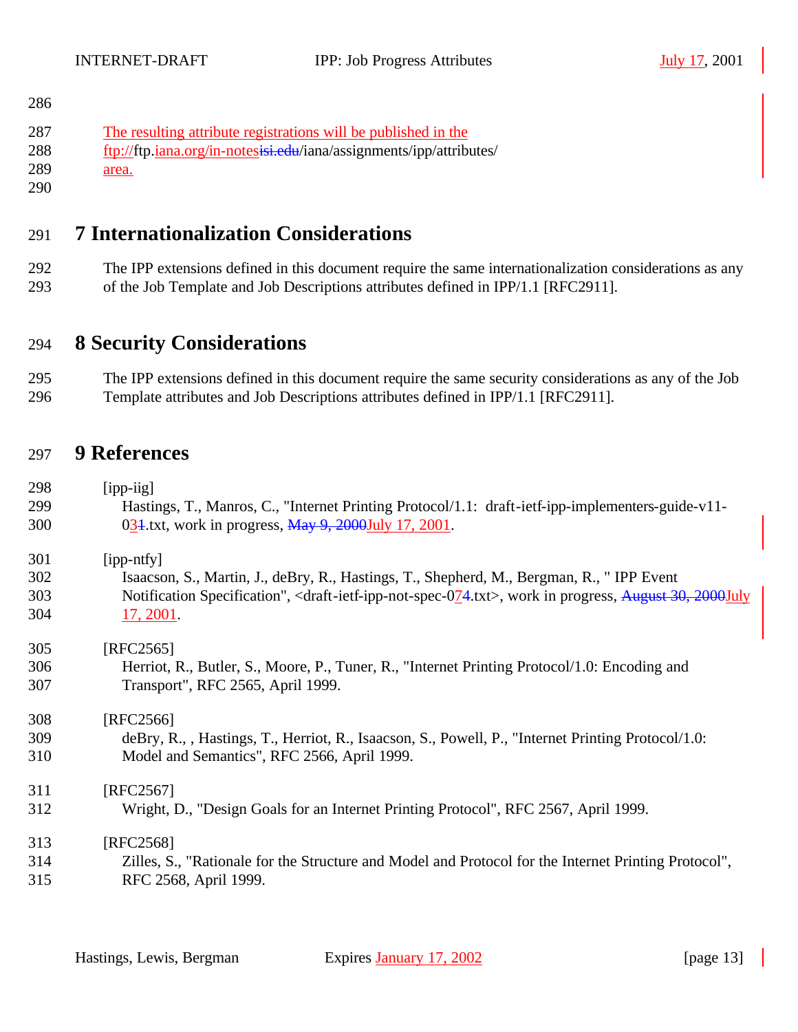The resulting attribute registrations will be published in the ftp://ftp.iana.org/in-notesisi.edu/iana/assignments/ipp/attributes/ area.

## 7 Internationalization Considerations

The IPP extensions defined in this document require the same internationalization considerations as any of the Job Template and Job Descriptions attributes defined in IPP/1.1 [RFC2911].

## 8 Security Considerations

The IPP extensions defined in this document require the same security considerations as any of the Job Template attributes and Job Descriptions attributes defined in IPP/1.1 [RFC2911].

## 9 References

[ipp-iig]
Hastings, T., Manros, C., "Internet Printing Protocol/1.1: draft-ietf-ipp-implementers-guide-v11-031.txt, work in progress, May 9, 2000July 17, 2001.

[ipp-ntfy]
Isaacson, S., Martin, J., deBry, R., Hastings, T., Shepherd, M., Bergman, R., " IPP Event Notification Specification", <draft-ietf-ipp-not-spec-074.txt>, work in progress, August 30, 2000July 17, 2001.

[RFC2565]
Herriot, R., Butler, S., Moore, P., Tuner, R., "Internet Printing Protocol/1.0: Encoding and Transport", RFC 2565, April 1999.

[RFC2566]
deBry, R., , Hastings, T., Herriot, R., Isaacson, S., Powell, P., "Internet Printing Protocol/1.0: Model and Semantics", RFC 2566, April 1999.

[RFC2567]
Wright, D., "Design Goals for an Internet Printing Protocol", RFC 2567, April 1999.

[RFC2568]
Zilles, S., "Rationale for the Structure and Model and Protocol for the Internet Printing Protocol", RFC 2568, April 1999.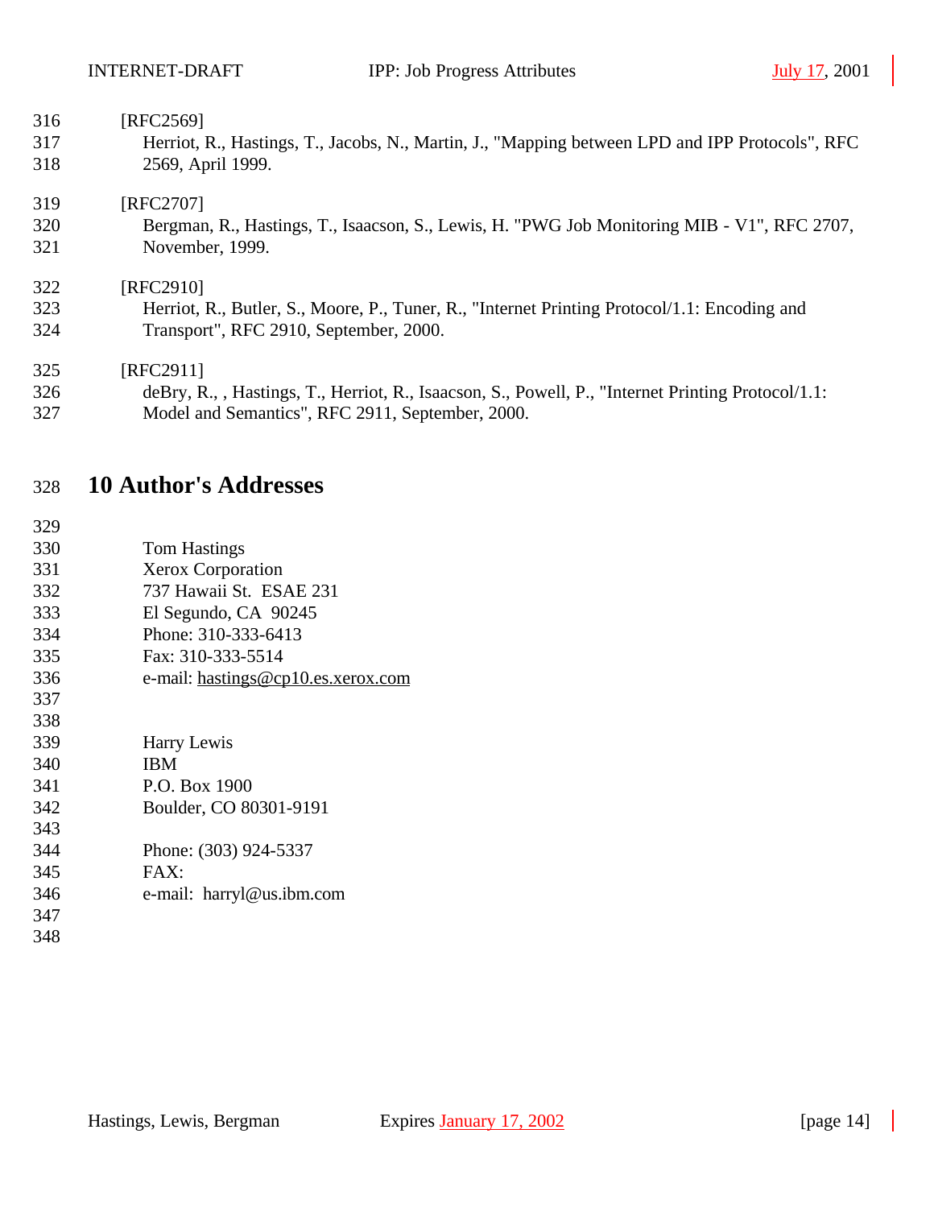[RFC2569]
Herriot, R., Hastings, T., Jacobs, N., Martin, J., "Mapping between LPD and IPP Protocols", RFC 2569, April 1999.

[RFC2707]
Bergman, R., Hastings, T., Isaacson, S., Lewis, H. "PWG Job Monitoring MIB - V1", RFC 2707, November, 1999.

[RFC2910]
Herriot, R., Butler, S., Moore, P., Tuner, R., "Internet Printing Protocol/1.1: Encoding and Transport", RFC 2910, September, 2000.

[RFC2911]
deBry, R., , Hastings, T., Herriot, R., Isaacson, S., Powell, P., "Internet Printing Protocol/1.1: Model and Semantics", RFC 2911, September, 2000.

# 10 Author's Addresses

Tom Hastings
Xerox Corporation
737 Hawaii St.  ESAE 231
El Segundo, CA  90245
Phone: 310-333-6413
Fax: 310-333-5514
e-mail: hastings@cp10.es.xerox.com

Harry Lewis
IBM
P.O. Box 1900
Boulder, CO 80301-9191

Phone: (303) 924-5337
FAX:
e-mail:  harryl@us.ibm.com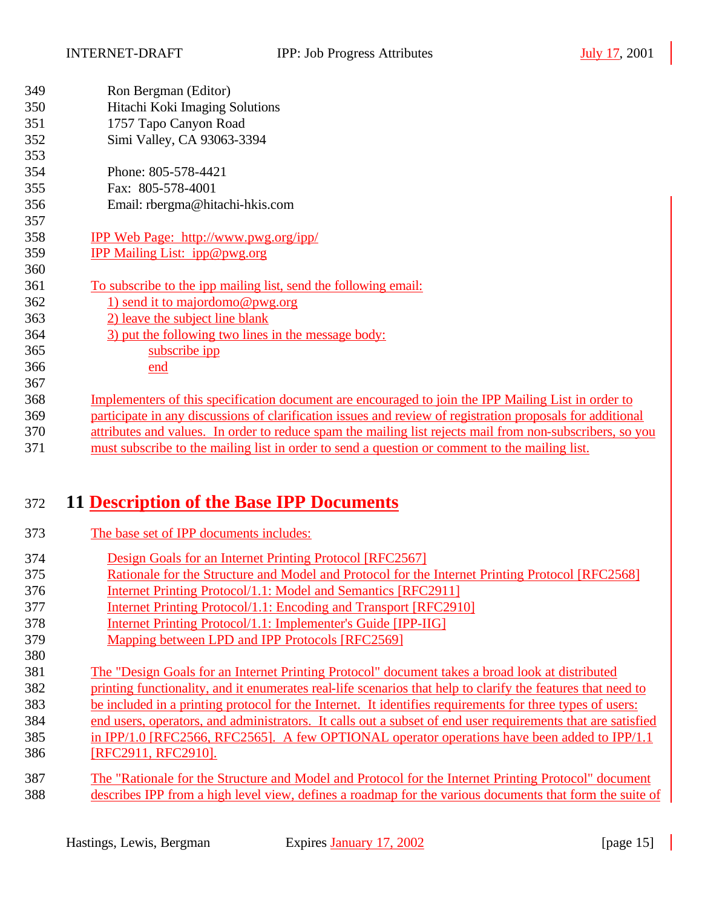Ron Bergman (Editor)
Hitachi Koki Imaging Solutions
1757 Tapo Canyon Road
Simi Valley, CA 93063-3394

Phone: 805-578-4421
Fax: 805-578-4001
Email: rbergma@hitachi-hkis.com

IPP Web Page: http://www.pwg.org/ipp/
IPP Mailing List: ipp@pwg.org

To subscribe to the ipp mailing list, send the following email:

1) send it to majordomo@pwg.org
2) leave the subject line blank
3) put the following two lines in the message body:

    subscribe ipp
    end

Implementers of this specification document are encouraged to join the IPP Mailing List in order to participate in any discussions of clarification issues and review of registration proposals for additional attributes and values. In order to reduce spam the mailing list rejects mail from non-subscribers, so you must subscribe to the mailing list in order to send a question or comment to the mailing list.

# 11 Description of the Base IPP Documents

The base set of IPP documents includes:

- Design Goals for an Internet Printing Protocol [RFC2567]
- Rationale for the Structure and Model and Protocol for the Internet Printing Protocol [RFC2568]
- Internet Printing Protocol/1.1: Model and Semantics [RFC2911]
- Internet Printing Protocol/1.1: Encoding and Transport [RFC2910]
- Internet Printing Protocol/1.1: Implementer's Guide [IPP-IIG]
- Mapping between LPD and IPP Protocols [RFC2569]

The "Design Goals for an Internet Printing Protocol" document takes a broad look at distributed printing functionality, and it enumerates real-life scenarios that help to clarify the features that need to be included in a printing protocol for the Internet. It identifies requirements for three types of users: end users, operators, and administrators. It calls out a subset of end user requirements that are satisfied in IPP/1.0 [RFC2566, RFC2565]. A few OPTIONAL operator operations have been added to IPP/1.1 [RFC2911, RFC2910].

The "Rationale for the Structure and Model and Protocol for the Internet Printing Protocol" document describes IPP from a high level view, defines a roadmap for the various documents that form the suite of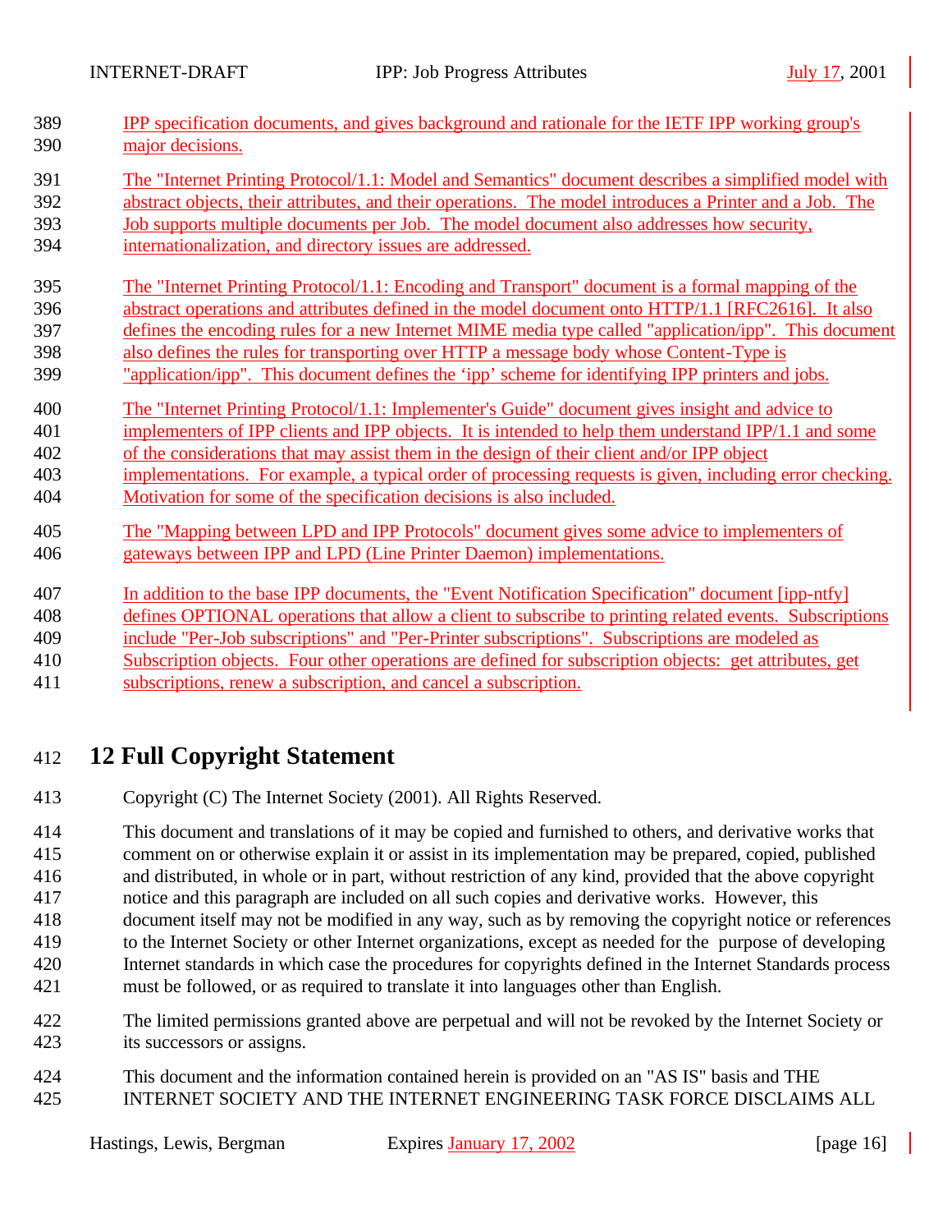IPP specification documents, and gives background and rationale for the IETF IPP working group's major decisions.

The "Internet Printing Protocol/1.1: Model and Semantics" document describes a simplified model with abstract objects, their attributes, and their operations. The model introduces a Printer and a Job. The Job supports multiple documents per Job. The model document also addresses how security, internationalization, and directory issues are addressed.

The "Internet Printing Protocol/1.1: Encoding and Transport" document is a formal mapping of the abstract operations and attributes defined in the model document onto HTTP/1.1 [RFC2616]. It also defines the encoding rules for a new Internet MIME media type called "application/ipp". This document also defines the rules for transporting over HTTP a message body whose Content-Type is "application/ipp". This document defines the 'ipp' scheme for identifying IPP printers and jobs.

The "Internet Printing Protocol/1.1: Implementer's Guide" document gives insight and advice to implementers of IPP clients and IPP objects. It is intended to help them understand IPP/1.1 and some of the considerations that may assist them in the design of their client and/or IPP object implementations. For example, a typical order of processing requests is given, including error checking. Motivation for some of the specification decisions is also included.

The "Mapping between LPD and IPP Protocols" document gives some advice to implementers of gateways between IPP and LPD (Line Printer Daemon) implementations.

In addition to the base IPP documents, the "Event Notification Specification" document [ipp-ntfy] defines OPTIONAL operations that allow a client to subscribe to printing related events. Subscriptions include "Per-Job subscriptions" and "Per-Printer subscriptions". Subscriptions are modeled as Subscription objects. Four other operations are defined for subscription objects: get attributes, get subscriptions, renew a subscription, and cancel a subscription.

# 12 Full Copyright Statement

Copyright (C) The Internet Society (2001). All Rights Reserved.

This document and translations of it may be copied and furnished to others, and derivative works that comment on or otherwise explain it or assist in its implementation may be prepared, copied, published and distributed, in whole or in part, without restriction of any kind, provided that the above copyright notice and this paragraph are included on all such copies and derivative works. However, this document itself may not be modified in any way, such as by removing the copyright notice or references to the Internet Society or other Internet organizations, except as needed for the purpose of developing Internet standards in which case the procedures for copyrights defined in the Internet Standards process must be followed, or as required to translate it into languages other than English.

The limited permissions granted above are perpetual and will not be revoked by the Internet Society or its successors or assigns.

This document and the information contained herein is provided on an "AS IS" basis and THE INTERNET SOCIETY AND THE INTERNET ENGINEERING TASK FORCE DISCLAIMS ALL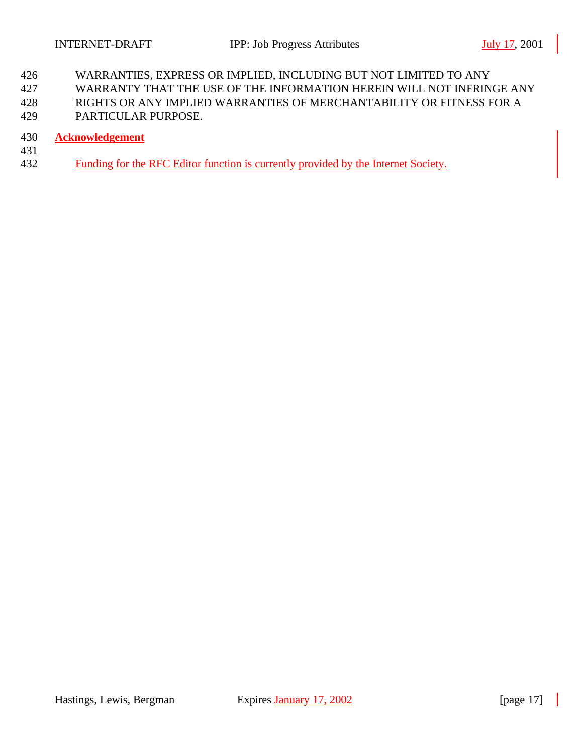WARRANTIES, EXPRESS OR IMPLIED, INCLUDING BUT NOT LIMITED TO ANY WARRANTY THAT THE USE OF THE INFORMATION HEREIN WILL NOT INFRINGE ANY RIGHTS OR ANY IMPLIED WARRANTIES OF MERCHANTABILITY OR FITNESS FOR A PARTICULAR PURPOSE.

## Acknowledgement

Funding for the RFC Editor function is currently provided by the Internet Society.